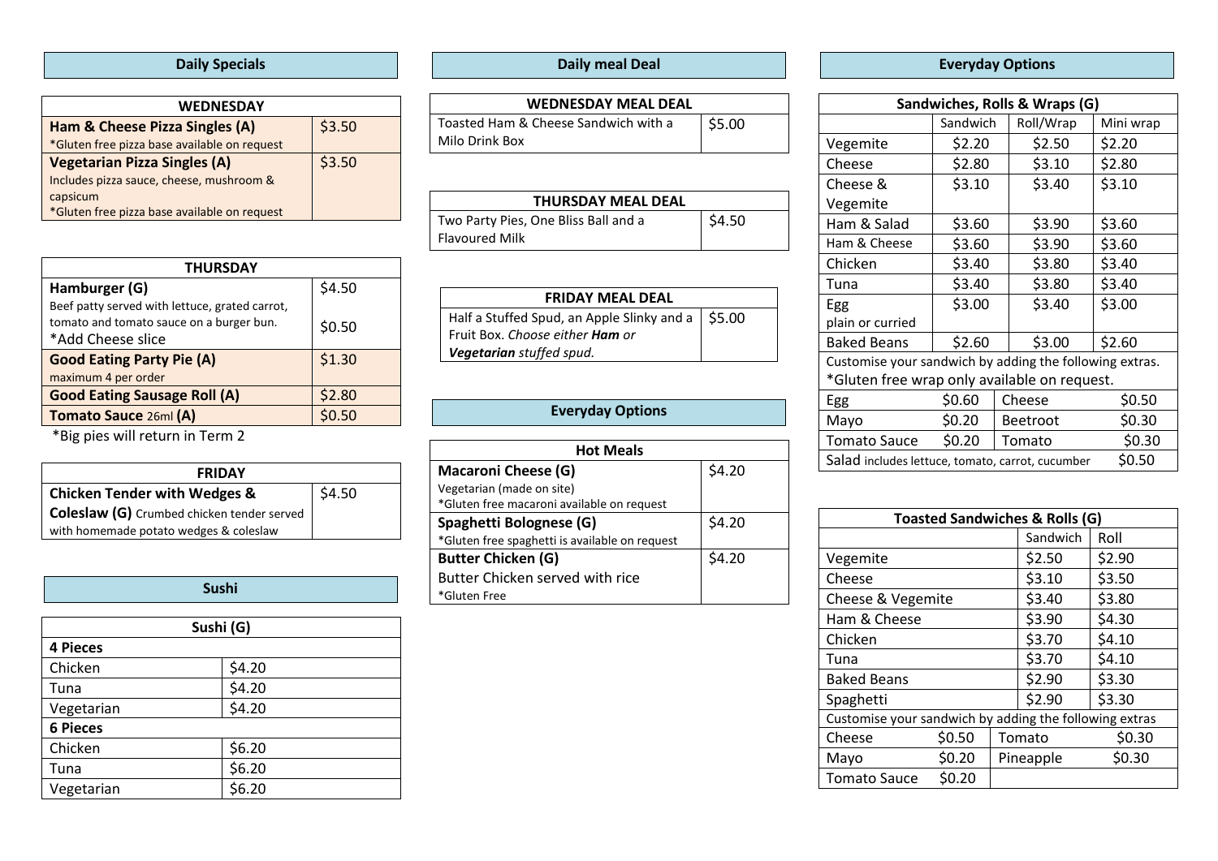## Daily Specials

| WEDNESDAY | |
|---|---|
| **Ham & Cheese Pizza Singles (A)** *Gluten free pizza base available on request | $3.50 |
| **Vegetarian Pizza Singles (A)** Includes pizza sauce, cheese, mushroom & capsicum *Gluten free pizza base available on request | $3.50 |

| THURSDAY | |
|---|---|
| **Hamburger (G)** Beef patty served with lettuce, grated carrot, tomato and tomato sauce on a burger bun. *Add Cheese slice | $4.50 $0.50 |
| **Good Eating Party Pie (A)** maximum 4 per order | $1.30 |
| **Good Eating Sausage Roll (A)** | $2.80 |
| **Tomato Sauce** 26ml **(A)** | $0.50 |

*Big pies will return in Term 2

| FRIDAY | |
|---|---|
| **Chicken Tender with Wedges & Coleslaw (G)** Crumbed chicken tender served with homemade potato wedges & coleslaw | $4.50 |

## Sushi

| Sushi (G) | |
|---|---|
| **4 Pieces** | |
| Chicken | $4.20 |
| Tuna | $4.20 |
| Vegetarian | $4.20 |
| **6 Pieces** | |
| Chicken | $6.20 |
| Tuna | $6.20 |
| Vegetarian | $6.20 |

## Daily meal Deal

| WEDNESDAY MEAL DEAL | |
|---|---|
| Toasted Ham & Cheese Sandwich with a Milo Drink Box | $5.00 |

| THURSDAY MEAL DEAL | |
|---|---|
| Two Party Pies, One Bliss Ball and a Flavoured Milk | $4.50 |

| FRIDAY MEAL DEAL | |
|---|---|
| Half a Stuffed Spud, an Apple Slinky and a Fruit Box. *Choose either **Ham** or **Vegetarian** stuffed spud.* | $5.00 |

## Everyday Options

| Hot Meals | |
|---|---|
| **Macaroni Cheese (G)** Vegetarian (made on site) *Gluten free macaroni available on request | $4.20 |
| **Spaghetti Bolognese (G)** *Gluten free spaghetti is available on request | $4.20 |
| **Butter Chicken (G)** Butter Chicken served with rice *Gluten Free | $4.20 |

## Everyday Options

| Sandwiches, Rolls & Wraps (G) | | | |
|---|---|---|---|
| | Sandwich | Roll/Wrap | Mini wrap |
| Vegemite | $2.20 | $2.50 | $2.20 |
| Cheese | $2.80 | $3.10 | $2.80 |
| Cheese & Vegemite | $3.10 | $3.40 | $3.10 |
| Ham & Salad | $3.60 | $3.90 | $3.60 |
| Ham & Cheese | $3.60 | $3.90 | $3.60 |
| Chicken | $3.40 | $3.80 | $3.40 |
| Tuna | $3.40 | $3.80 | $3.40 |
| Egg plain or curried | $3.00 | $3.40 | $3.00 |
| Baked Beans | $2.60 | $3.00 | $2.60 |

Customise your sandwich by adding the following extras.
*Gluten free wrap only available on request.

| | | | |
|---|---|---|---|
| Egg | $0.60 | Cheese | $0.50 |
| Mayo | $0.20 | Beetroot | $0.30 |
| Tomato Sauce | $0.20 | Tomato | $0.30 |
| Salad includes lettuce, tomato, carrot, cucumber | | | $0.50 |

| Toasted Sandwiches & Rolls (G) | | |
|---|---|---|
| | Sandwich | Roll |
| Vegemite | $2.50 | $2.90 |
| Cheese | $3.10 | $3.50 |
| Cheese & Vegemite | $3.40 | $3.80 |
| Ham & Cheese | $3.90 | $4.30 |
| Chicken | $3.70 | $4.10 |
| Tuna | $3.70 | $4.10 |
| Baked Beans | $2.90 | $3.30 |
| Spaghetti | $2.90 | $3.30 |

Customise your sandwich by adding the following extras

| | | | |
|---|---|---|---|
| Cheese | $0.50 | Tomato | $0.30 |
| Mayo | $0.20 | Pineapple | $0.30 |
| Tomato Sauce | $0.20 | | |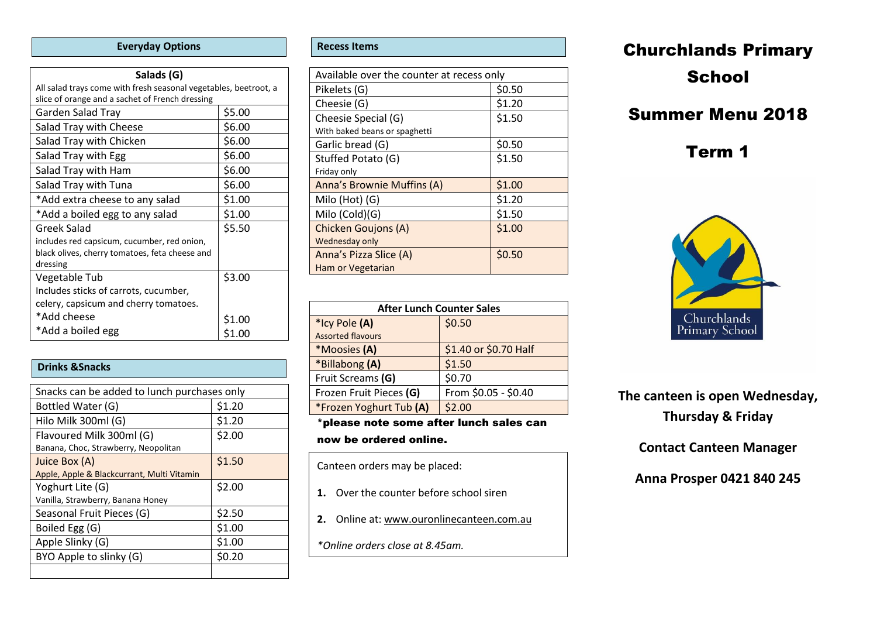# Churchlands Primary School

## Summer Menu 2018

## Term 1

**The canteen is open Wednesday, Thursday & Friday**

**Contact Canteen Manager**

**Anna Prosper 0421 840 245**

## Everyday Options

| Salads (G) | |
|---|---|
| All salad trays come with fresh seasonal vegetables, beetroot, a slice of orange and a sachet of French dressing | |
| Garden Salad Tray | $5.00 |
| Salad Tray with Cheese | $6.00 |
| Salad Tray with Chicken | $6.00 |
| Salad Tray with Egg | $6.00 |
| Salad Tray with Ham | $6.00 |
| Salad Tray with Tuna | $6.00 |
| *Add extra cheese to any salad | $1.00 |
| *Add a boiled egg to any salad | $1.00 |
| Greek Salad<br>includes red capsicum, cucumber, red onion, black olives, cherry tomatoes, feta cheese and dressing | $5.50 |
| Vegetable Tub<br>Includes sticks of carrots, cucumber, celery, capsicum and cherry tomatoes. | $3.00 |
| *Add cheese | $1.00 |
| *Add a boiled egg | $1.00 |

## Drinks &Snacks

| Snacks can be added to lunch purchases only | |
|---|---|
| Bottled Water (G) | $1.20 |
| Hilo Milk 300ml (G) | $1.20 |
| Flavoured Milk 300ml (G)<br>Banana, Choc, Strawberry, Neopolitan | $2.00 |
| Juice Box (A)<br>Apple, Apple & Blackcurrant, Multi Vitamin | $1.50 |
| Yoghurt Lite (G)<br>Vanilla, Strawberry, Banana Honey | $2.00 |
| Seasonal Fruit Pieces (G) | $2.50 |
| Boiled Egg (G) | $1.00 |
| Apple Slinky (G) | $1.00 |
| BYO Apple to slinky (G) | $0.20 |
| | |

## Recess Items

| Available over the counter at recess only | |
|---|---|
| Pikelets (G) | $0.50 |
| Cheesie (G) | $1.20 |
| Cheesie Special (G)<br>With baked beans or spaghetti | $1.50 |
| Garlic bread (G) | $0.50 |
| Stuffed Potato (G)<br>Friday only | $1.50 |
| Anna's Brownie Muffins (A) | $1.00 |
| Milo (Hot) (G) | $1.20 |
| Milo (Cold)(G) | $1.50 |
| Chicken Goujons (A)<br>Wednesday only | $1.00 |
| Anna's Pizza Slice (A)<br>Ham or Vegetarian | $0.50 |

| After Lunch Counter Sales | |
|---|---|
| *Icy Pole **(A)**<br>Assorted flavours | $0.50 |
| *Moosies **(A)** | $1.40 or $0.70 Half |
| *Billabong **(A)** | $1.50 |
| Fruit Screams **(G)** | $0.70 |
| Frozen Fruit Pieces **(G)** | From $0.05 - $0.40 |
| *Frozen Yoghurt Tub **(A)** | $2.00 |

***please note some after lunch sales can now be ordered online.**

Canteen orders may be placed:

1. Over the counter before school siren
2. Online at: www.ouronlinecanteen.com.au

*\*Online orders close at 8.45am.*